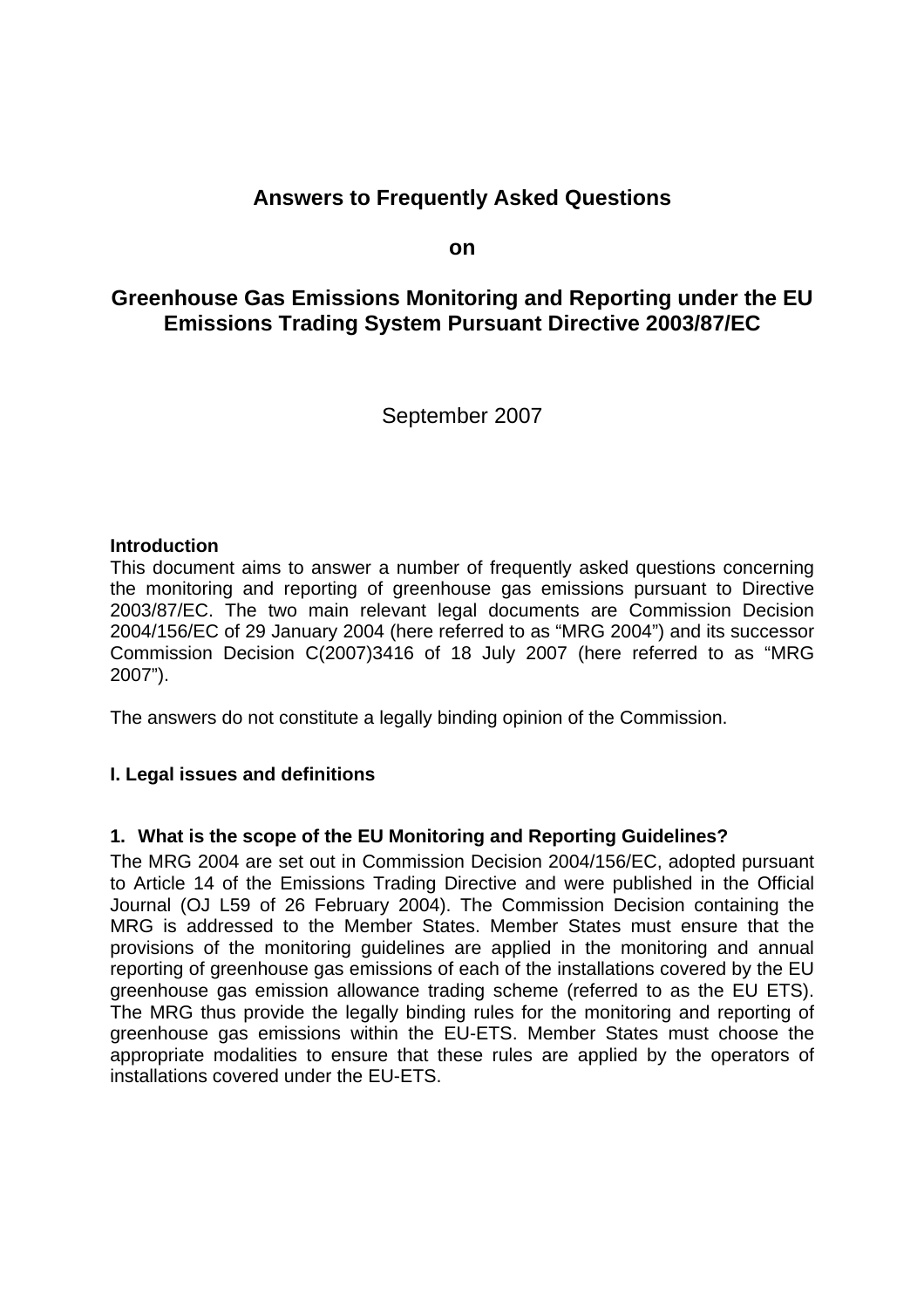# Answers to Frequently Asked Questions

**on**

## Greenhouse Gas Emissions Monitoring and Reporting under the EU Emissions Trading System Pursuant Directive 2003/87/EC

September 2007

**Introduction**

This document aims to answer a number of frequently asked questions concerning the monitoring and reporting of greenhouse gas emissions pursuant to Directive 2003/87/EC. The two main relevant legal documents are Commission Decision 2004/156/EC of 29 January 2004 (here referred to as "MRG 2004") and its successor Commission Decision C(2007)3416 of 18 July 2007 (here referred to as "MRG 2007").

The answers do not constitute a legally binding opinion of the Commission.

### I. Legal issues and definitions

#### 1. What is the scope of the EU Monitoring and Reporting Guidelines?

The MRG 2004 are set out in Commission Decision 2004/156/EC, adopted pursuant to Article 14 of the Emissions Trading Directive and were published in the Official Journal (OJ L59 of 26 February 2004). The Commission Decision containing the MRG is addressed to the Member States. Member States must ensure that the provisions of the monitoring guidelines are applied in the monitoring and annual reporting of greenhouse gas emissions of each of the installations covered by the EU greenhouse gas emission allowance trading scheme (referred to as the EU ETS). The MRG thus provide the legally binding rules for the monitoring and reporting of greenhouse gas emissions within the EU-ETS. Member States must choose the appropriate modalities to ensure that these rules are applied by the operators of installations covered under the EU-ETS.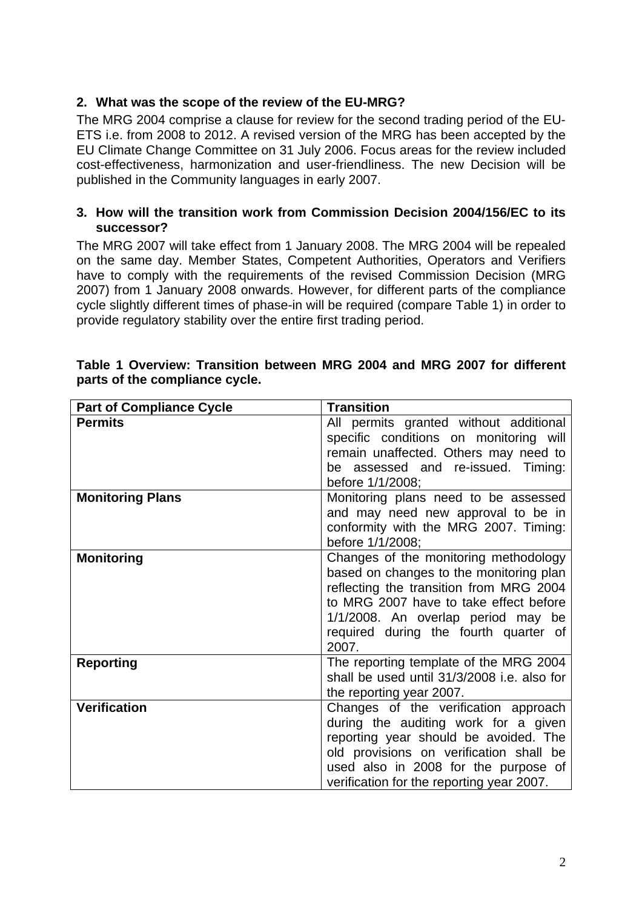## 2. What was the scope of the review of the EU-MRG?

The MRG 2004 comprise a clause for review for the second trading period of the EU-ETS i.e. from 2008 to 2012. A revised version of the MRG has been accepted by the EU Climate Change Committee on 31 July 2006. Focus areas for the review included cost-effectiveness, harmonization and user-friendliness. The new Decision will be published in the Community languages in early 2007.

## 3. How will the transition work from Commission Decision 2004/156/EC to its successor?

The MRG 2007 will take effect from 1 January 2008. The MRG 2004 will be repealed on the same day. Member States, Competent Authorities, Operators and Verifiers have to comply with the requirements of the revised Commission Decision (MRG 2007) from 1 January 2008 onwards. However, for different parts of the compliance cycle slightly different times of phase-in will be required (compare Table 1) in order to provide regulatory stability over the entire first trading period.

**Table 1 Overview: Transition between MRG 2004 and MRG 2007 for different parts of the compliance cycle.**

| Part of Compliance Cycle | Transition |
|---|---|
| **Permits** | All permits granted without additional specific conditions on monitoring will remain unaffected. Others may need to be assessed and re-issued. Timing: before 1/1/2008; |
| **Monitoring Plans** | Monitoring plans need to be assessed and may need new approval to be in conformity with the MRG 2007. Timing: before 1/1/2008; |
| **Monitoring** | Changes of the monitoring methodology based on changes to the monitoring plan reflecting the transition from MRG 2004 to MRG 2007 have to take effect before 1/1/2008. An overlap period may be required during the fourth quarter of 2007. |
| **Reporting** | The reporting template of the MRG 2004 shall be used until 31/3/2008 i.e. also for the reporting year 2007. |
| **Verification** | Changes of the verification approach during the auditing work for a given reporting year should be avoided. The old provisions on verification shall be used also in 2008 for the purpose of verification for the reporting year 2007. |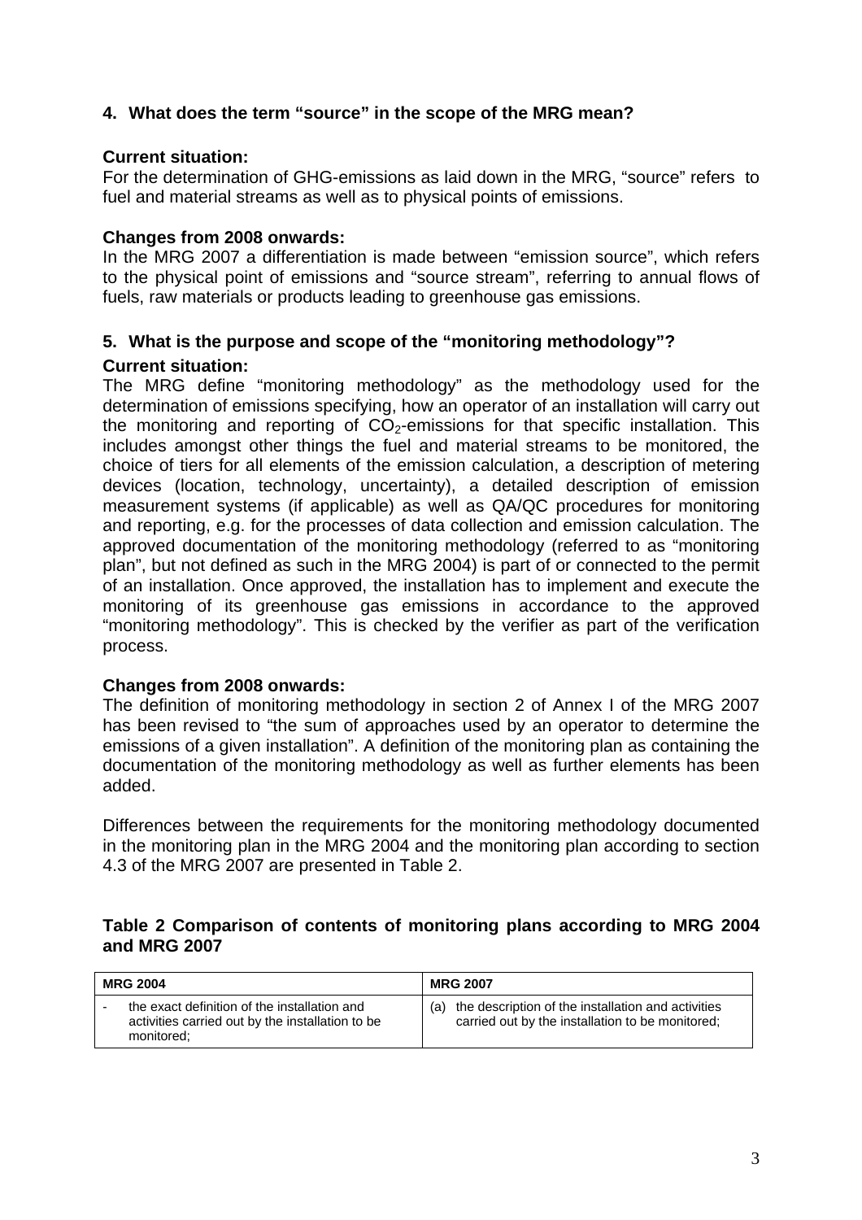## 4. What does the term "source" in the scope of the MRG mean?

**Current situation:**

For the determination of GHG-emissions as laid down in the MRG, "source" refers to fuel and material streams as well as to physical points of emissions.

**Changes from 2008 onwards:**

In the MRG 2007 a differentiation is made between "emission source", which refers to the physical point of emissions and "source stream", referring to annual flows of fuels, raw materials or products leading to greenhouse gas emissions.

## 5. What is the purpose and scope of the "monitoring methodology"?

**Current situation:**

The MRG define "monitoring methodology" as the methodology used for the determination of emissions specifying, how an operator of an installation will carry out the monitoring and reporting of $CO_2$-emissions for that specific installation. This includes amongst other things the fuel and material streams to be monitored, the choice of tiers for all elements of the emission calculation, a description of metering devices (location, technology, uncertainty), a detailed description of emission measurement systems (if applicable) as well as QA/QC procedures for monitoring and reporting, e.g. for the processes of data collection and emission calculation. The approved documentation of the monitoring methodology (referred to as "monitoring plan", but not defined as such in the MRG 2004) is part of or connected to the permit of an installation. Once approved, the installation has to implement and execute the monitoring of its greenhouse gas emissions in accordance to the approved "monitoring methodology". This is checked by the verifier as part of the verification process.

**Changes from 2008 onwards:**

The definition of monitoring methodology in section 2 of Annex I of the MRG 2007 has been revised to "the sum of approaches used by an operator to determine the emissions of a given installation". A definition of the monitoring plan as containing the documentation of the monitoring methodology as well as further elements has been added.

Differences between the requirements for the monitoring methodology documented in the monitoring plan in the MRG 2004 and the monitoring plan according to section 4.3 of the MRG 2007 are presented in Table 2.

**Table 2 Comparison of contents of monitoring plans according to MRG 2004 and MRG 2007**

| MRG 2004 | MRG 2007 |
|---|---|
| - the exact definition of the installation and activities carried out by the installation to be monitored; | (a) the description of the installation and activities carried out by the installation to be monitored; |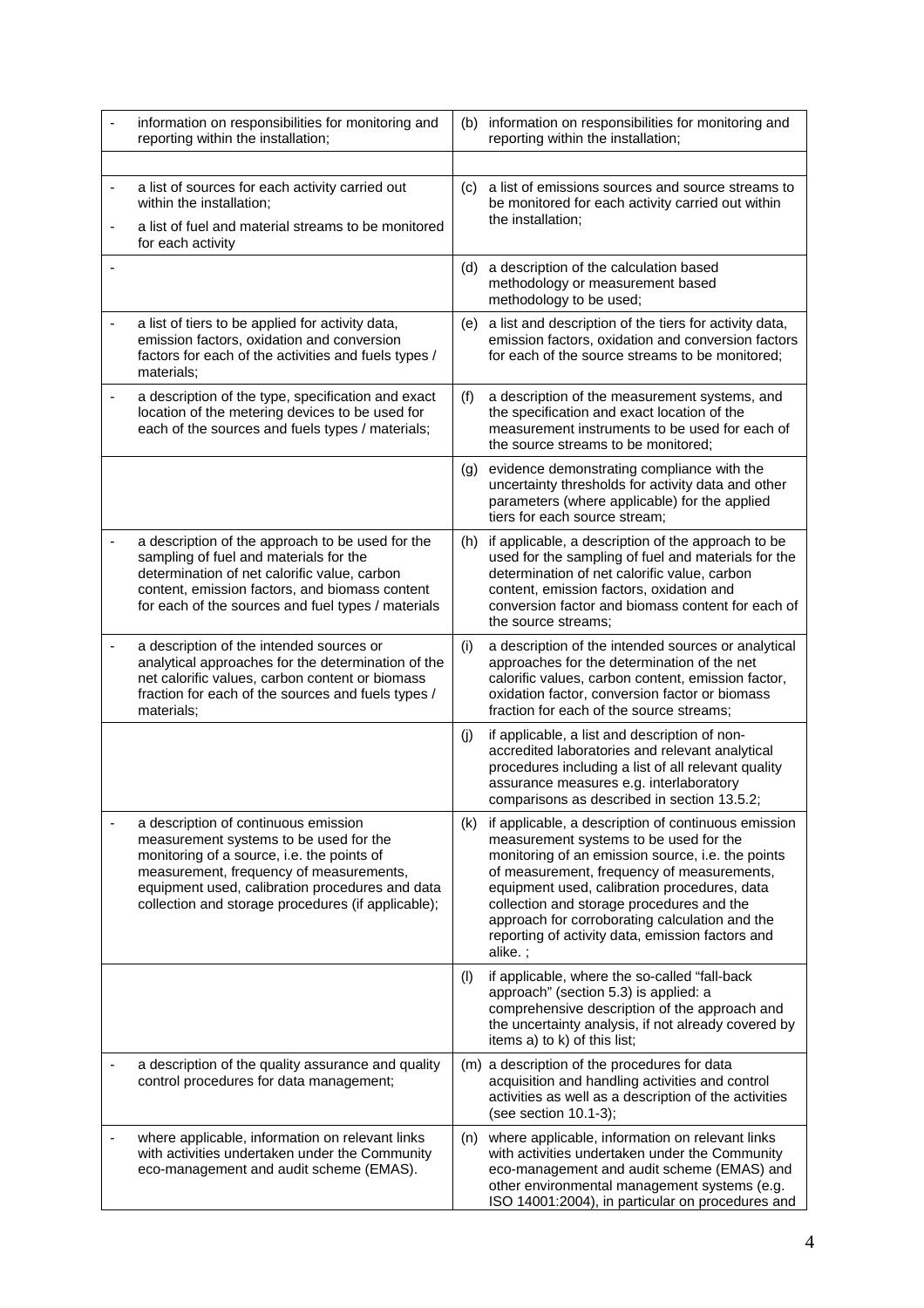| | |
|---|---|
| - information on responsibilities for monitoring and reporting within the installation; | (b) information on responsibilities for monitoring and reporting within the installation; |
| | |
| - a list of sources for each activity carried out within the installation;<br>- a list of fuel and material streams to be monitored for each activity | (c) a list of emissions sources and source streams to be monitored for each activity carried out within the installation; |
| - | (d) a description of the calculation based methodology or measurement based methodology to be used; |
| - a list of tiers to be applied for activity data, emission factors, oxidation and conversion factors for each of the activities and fuels types / materials; | (e) a list and description of the tiers for activity data, emission factors, oxidation and conversion factors for each of the source streams to be monitored; |
| - a description of the type, specification and exact location of the metering devices to be used for each of the sources and fuels types / materials; | (f) a description of the measurement systems, and the specification and exact location of the measurement instruments to be used for each of the source streams to be monitored; |
| | (g) evidence demonstrating compliance with the uncertainty thresholds for activity data and other parameters (where applicable) for the applied tiers for each source stream; |
| - a description of the approach to be used for the sampling of fuel and materials for the determination of net calorific value, carbon content, emission factors, and biomass content for each of the sources and fuel types / materials | (h) if applicable, a description of the approach to be used for the sampling of fuel and materials for the determination of net calorific value, carbon content, emission factors, oxidation and conversion factor and biomass content for each of the source streams; |
| - a description of the intended sources or analytical approaches for the determination of the net calorific values, carbon content or biomass fraction for each of the sources and fuels types / materials; | (i) a description of the intended sources or analytical approaches for the determination of the net calorific values, carbon content, emission factor, oxidation factor, conversion factor or biomass fraction for each of the source streams; |
| | (j) if applicable, a list and description of non-accredited laboratories and relevant analytical procedures including a list of all relevant quality assurance measures e.g. interlaboratory comparisons as described in section 13.5.2; |
| - a description of continuous emission measurement systems to be used for the monitoring of a source, i.e. the points of measurement, frequency of measurements, equipment used, calibration procedures and data collection and storage procedures (if applicable); | (k) if applicable, a description of continuous emission measurement systems to be used for the monitoring of an emission source, i.e. the points of measurement, frequency of measurements, equipment used, calibration procedures, data collection and storage procedures and the approach for corroborating calculation and the reporting of activity data, emission factors and alike. ; |
| | (l) if applicable, where the so-called "fall-back approach" (section 5.3) is applied: a comprehensive description of the approach and the uncertainty analysis, if not already covered by items a) to k) of this list; |
| - a description of the quality assurance and quality control procedures for data management; | (m) a description of the procedures for data acquisition and handling activities and control activities as well as a description of the activities (see section 10.1-3); |
| - where applicable, information on relevant links with activities undertaken under the Community eco-management and audit scheme (EMAS). | (n) where applicable, information on relevant links with activities undertaken under the Community eco-management and audit scheme (EMAS) and other environmental management systems (e.g. ISO 14001:2004), in particular on procedures and |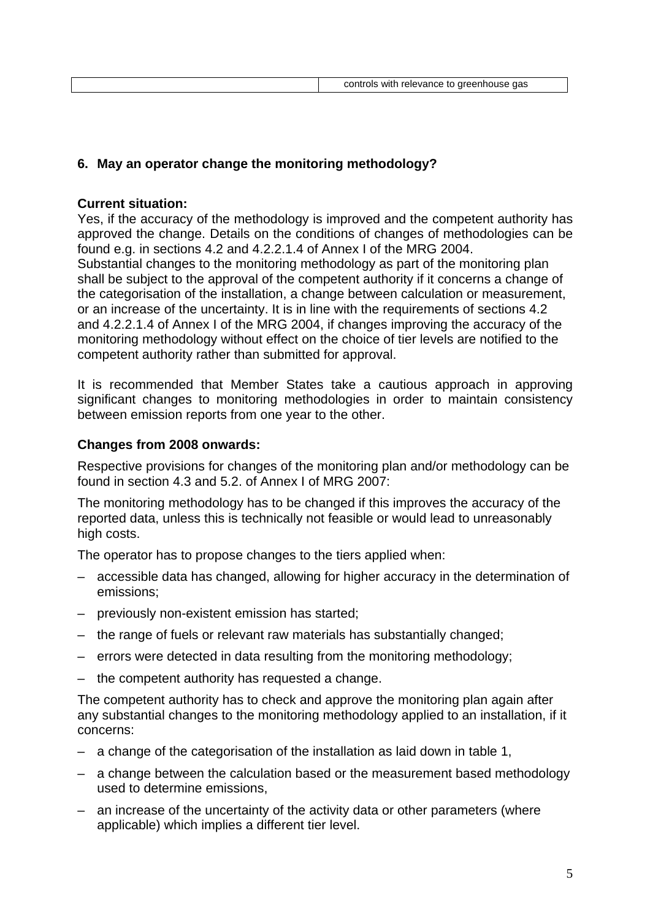| | controls with relevance to greenhouse gas |
|---|---|

## 6. May an operator change the monitoring methodology?

**Current situation:**

Yes, if the accuracy of the methodology is improved and the competent authority has approved the change. Details on the conditions of changes of methodologies can be found e.g. in sections 4.2 and 4.2.2.1.4 of Annex I of the MRG 2004.

Substantial changes to the monitoring methodology as part of the monitoring plan shall be subject to the approval of the competent authority if it concerns a change of the categorisation of the installation, a change between calculation or measurement, or an increase of the uncertainty. It is in line with the requirements of sections 4.2 and 4.2.2.1.4 of Annex I of the MRG 2004, if changes improving the accuracy of the monitoring methodology without effect on the choice of tier levels are notified to the competent authority rather than submitted for approval.

It is recommended that Member States take a cautious approach in approving significant changes to monitoring methodologies in order to maintain consistency between emission reports from one year to the other.

**Changes from 2008 onwards:**

Respective provisions for changes of the monitoring plan and/or methodology can be found in section 4.3 and 5.2. of Annex I of MRG 2007:

The monitoring methodology has to be changed if this improves the accuracy of the reported data, unless this is technically not feasible or would lead to unreasonably high costs.

The operator has to propose changes to the tiers applied when:

- accessible data has changed, allowing for higher accuracy in the determination of emissions;
- previously non-existent emission has started;
- the range of fuels or relevant raw materials has substantially changed;
- errors were detected in data resulting from the monitoring methodology;
- the competent authority has requested a change.

The competent authority has to check and approve the monitoring plan again after any substantial changes to the monitoring methodology applied to an installation, if it concerns:

- a change of the categorisation of the installation as laid down in table 1,
- a change between the calculation based or the measurement based methodology used to determine emissions,
- an increase of the uncertainty of the activity data or other parameters (where applicable) which implies a different tier level.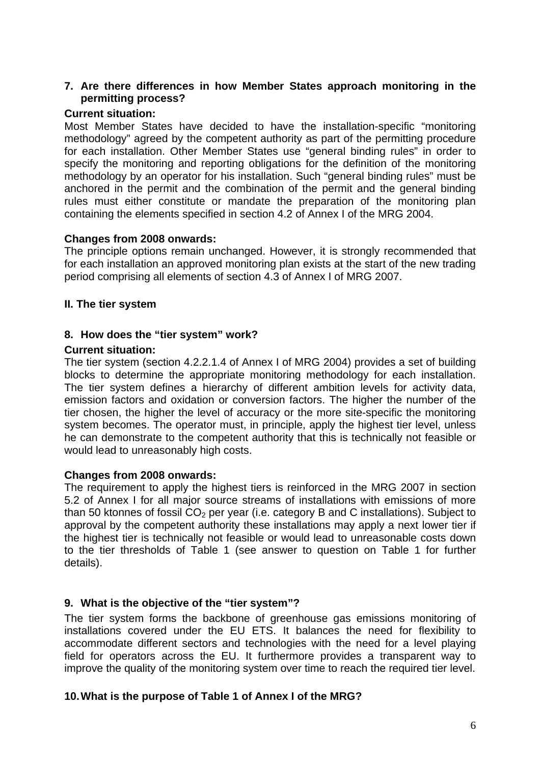### 7. Are there differences in how Member States approach monitoring in the permitting process?

**Current situation:**

Most Member States have decided to have the installation-specific "monitoring methodology" agreed by the competent authority as part of the permitting procedure for each installation. Other Member States use "general binding rules" in order to specify the monitoring and reporting obligations for the definition of the monitoring methodology by an operator for his installation. Such "general binding rules" must be anchored in the permit and the combination of the permit and the general binding rules must either constitute or mandate the preparation of the monitoring plan containing the elements specified in section 4.2 of Annex I of the MRG 2004.

**Changes from 2008 onwards:**

The principle options remain unchanged. However, it is strongly recommended that for each installation an approved monitoring plan exists at the start of the new trading period comprising all elements of section 4.3 of Annex I of MRG 2007.

## II. The tier system

### 8. How does the "tier system" work?

**Current situation:**

The tier system (section 4.2.2.1.4 of Annex I of MRG 2004) provides a set of building blocks to determine the appropriate monitoring methodology for each installation. The tier system defines a hierarchy of different ambition levels for activity data, emission factors and oxidation or conversion factors. The higher the number of the tier chosen, the higher the level of accuracy or the more site-specific the monitoring system becomes. The operator must, in principle, apply the highest tier level, unless he can demonstrate to the competent authority that this is technically not feasible or would lead to unreasonably high costs.

**Changes from 2008 onwards:**

The requirement to apply the highest tiers is reinforced in the MRG 2007 in section 5.2 of Annex I for all major source streams of installations with emissions of more than 50 ktonnes of fossil $CO_2$ per year (i.e. category B and C installations). Subject to approval by the competent authority these installations may apply a next lower tier if the highest tier is technically not feasible or would lead to unreasonable costs down to the tier thresholds of Table 1 (see answer to question on Table 1 for further details).

### 9. What is the objective of the "tier system"?

The tier system forms the backbone of greenhouse gas emissions monitoring of installations covered under the EU ETS. It balances the need for flexibility to accommodate different sectors and technologies with the need for a level playing field for operators across the EU. It furthermore provides a transparent way to improve the quality of the monitoring system over time to reach the required tier level.

### 10. What is the purpose of Table 1 of Annex I of the MRG?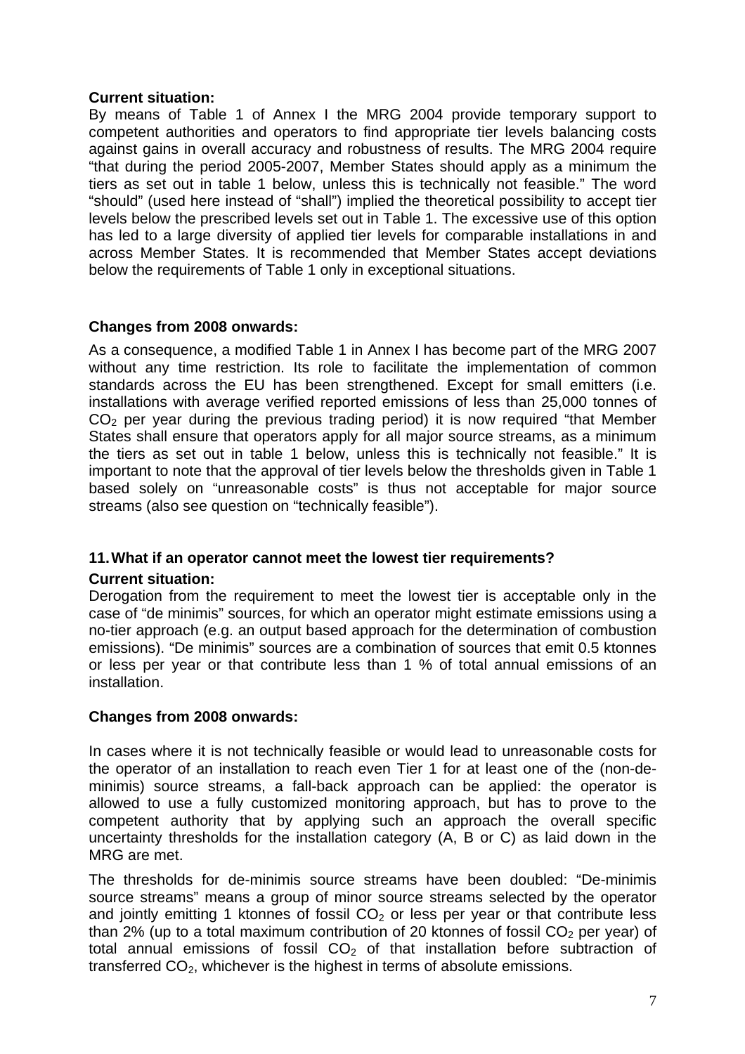**Current situation:**

By means of Table 1 of Annex I the MRG 2004 provide temporary support to competent authorities and operators to find appropriate tier levels balancing costs against gains in overall accuracy and robustness of results. The MRG 2004 require "that during the period 2005-2007, Member States should apply as a minimum the tiers as set out in table 1 below, unless this is technically not feasible." The word "should" (used here instead of "shall") implied the theoretical possibility to accept tier levels below the prescribed levels set out in Table 1. The excessive use of this option has led to a large diversity of applied tier levels for comparable installations in and across Member States. It is recommended that Member States accept deviations below the requirements of Table 1 only in exceptional situations.

**Changes from 2008 onwards:**

As a consequence, a modified Table 1 in Annex I has become part of the MRG 2007 without any time restriction. Its role to facilitate the implementation of common standards across the EU has been strengthened. Except for small emitters (i.e. installations with average verified reported emissions of less than 25,000 tonnes of $CO_2$ per year during the previous trading period) it is now required "that Member States shall ensure that operators apply for all major source streams, as a minimum the tiers as set out in table 1 below, unless this is technically not feasible." It is important to note that the approval of tier levels below the thresholds given in Table 1 based solely on "unreasonable costs" is thus not acceptable for major source streams (also see question on "technically feasible").

### 11. What if an operator cannot meet the lowest tier requirements?

**Current situation:**

Derogation from the requirement to meet the lowest tier is acceptable only in the case of "de minimis" sources, for which an operator might estimate emissions using a no-tier approach (e.g. an output based approach for the determination of combustion emissions). "De minimis" sources are a combination of sources that emit 0.5 ktonnes or less per year or that contribute less than 1 % of total annual emissions of an installation.

**Changes from 2008 onwards:**

In cases where it is not technically feasible or would lead to unreasonable costs for the operator of an installation to reach even Tier 1 for at least one of the (non-de-minimis) source streams, a fall-back approach can be applied: the operator is allowed to use a fully customized monitoring approach, but has to prove to the competent authority that by applying such an approach the overall specific uncertainty thresholds for the installation category (A, B or C) as laid down in the MRG are met.

The thresholds for de-minimis source streams have been doubled: "De-minimis source streams" means a group of minor source streams selected by the operator and jointly emitting 1 ktonnes of fossil $CO_2$ or less per year or that contribute less than 2% (up to a total maximum contribution of 20 ktonnes of fossil $CO_2$ per year) of total annual emissions of fossil $CO_2$ of that installation before subtraction of transferred $CO_2$, whichever is the highest in terms of absolute emissions.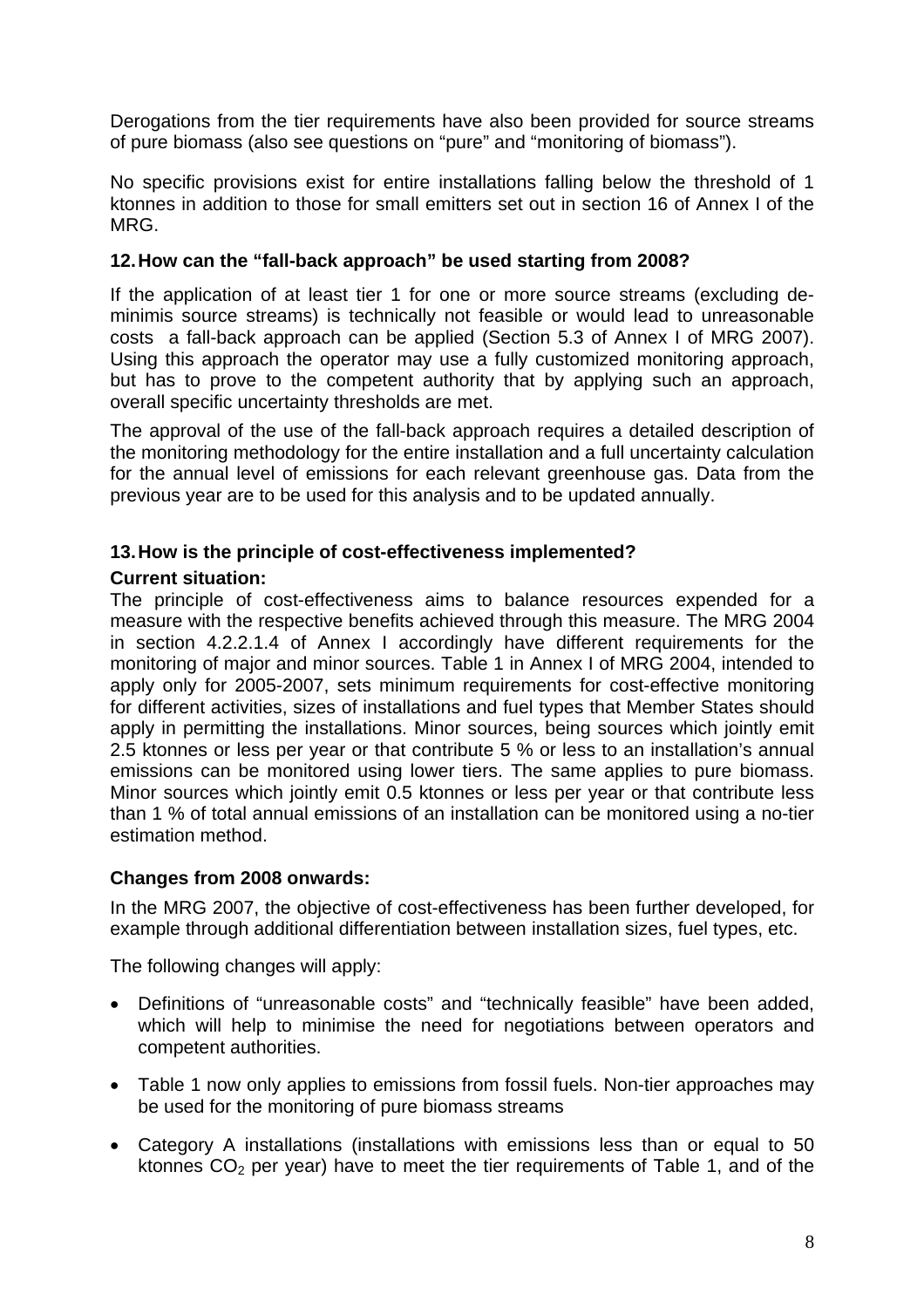Derogations from the tier requirements have also been provided for source streams of pure biomass (also see questions on "pure" and "monitoring of biomass").

No specific provisions exist for entire installations falling below the threshold of 1 ktonnes in addition to those for small emitters set out in section 16 of Annex I of the MRG.

### 12. How can the "fall-back approach" be used starting from 2008?

If the application of at least tier 1 for one or more source streams (excluding de-minimis source streams) is technically not feasible or would lead to unreasonable costs a fall-back approach can be applied (Section 5.3 of Annex I of MRG 2007). Using this approach the operator may use a fully customized monitoring approach, but has to prove to the competent authority that by applying such an approach, overall specific uncertainty thresholds are met.

The approval of the use of the fall-back approach requires a detailed description of the monitoring methodology for the entire installation and a full uncertainty calculation for the annual level of emissions for each relevant greenhouse gas. Data from the previous year are to be used for this analysis and to be updated annually.

### 13. How is the principle of cost-effectiveness implemented?

**Current situation:**

The principle of cost-effectiveness aims to balance resources expended for a measure with the respective benefits achieved through this measure. The MRG 2004 in section 4.2.2.1.4 of Annex I accordingly have different requirements for the monitoring of major and minor sources. Table 1 in Annex I of MRG 2004, intended to apply only for 2005-2007, sets minimum requirements for cost-effective monitoring for different activities, sizes of installations and fuel types that Member States should apply in permitting the installations. Minor sources, being sources which jointly emit 2.5 ktonnes or less per year or that contribute 5 % or less to an installation's annual emissions can be monitored using lower tiers. The same applies to pure biomass. Minor sources which jointly emit 0.5 ktonnes or less per year or that contribute less than 1 % of total annual emissions of an installation can be monitored using a no-tier estimation method.

**Changes from 2008 onwards:**

In the MRG 2007, the objective of cost-effectiveness has been further developed, for example through additional differentiation between installation sizes, fuel types, etc.

The following changes will apply:

- Definitions of "unreasonable costs" and "technically feasible" have been added, which will help to minimise the need for negotiations between operators and competent authorities.
- Table 1 now only applies to emissions from fossil fuels. Non-tier approaches may be used for the monitoring of pure biomass streams
- Category A installations (installations with emissions less than or equal to 50 ktonnes $CO_2$ per year) have to meet the tier requirements of Table 1, and of the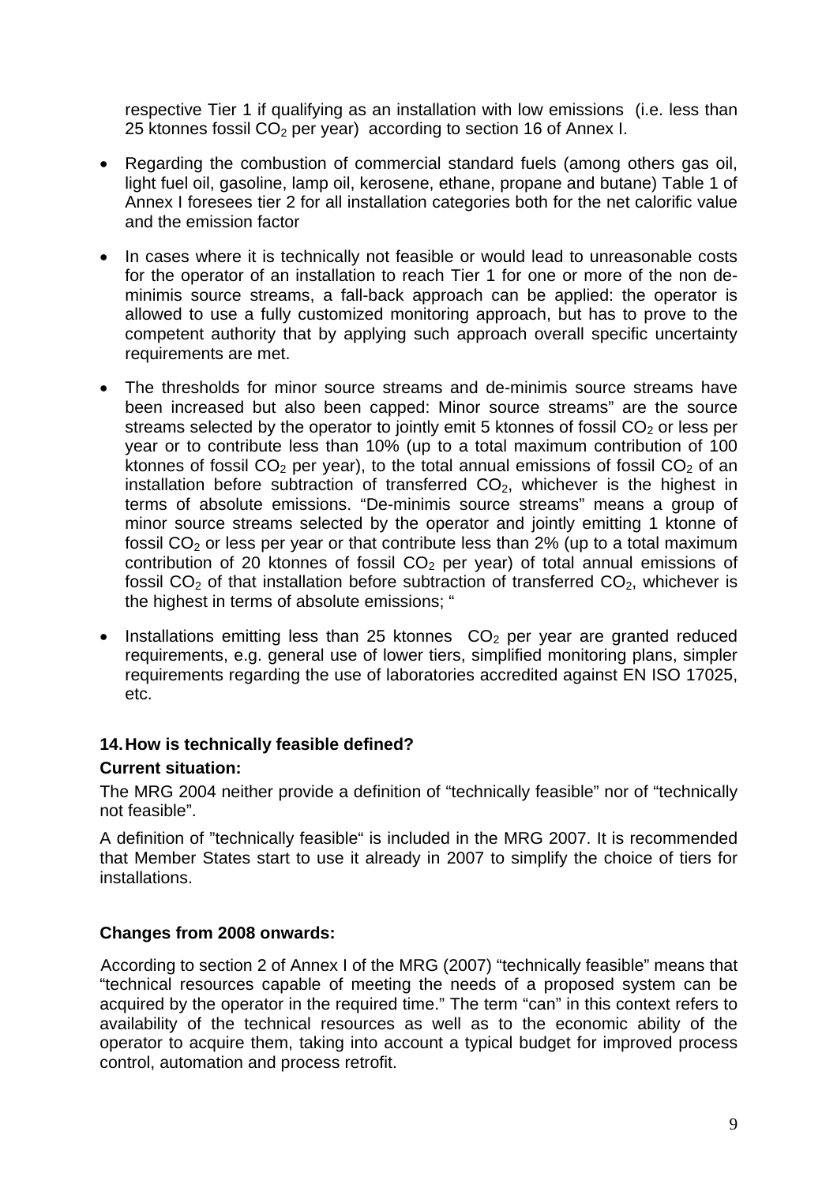respective Tier 1 if qualifying as an installation with low emissions (i.e. less than 25 ktonnes fossil $CO_2$ per year) according to section 16 of Annex I.

- Regarding the combustion of commercial standard fuels (among others gas oil, light fuel oil, gasoline, lamp oil, kerosene, ethane, propane and butane) Table 1 of Annex I foresees tier 2 for all installation categories both for the net calorific value and the emission factor
- In cases where it is technically not feasible or would lead to unreasonable costs for the operator of an installation to reach Tier 1 for one or more of the non de-minimis source streams, a fall-back approach can be applied: the operator is allowed to use a fully customized monitoring approach, but has to prove to the competent authority that by applying such approach overall specific uncertainty requirements are met.
- The thresholds for minor source streams and de-minimis source streams have been increased but also been capped: Minor source streams" are the source streams selected by the operator to jointly emit 5 ktonnes of fossil $CO_2$ or less per year or to contribute less than 10% (up to a total maximum contribution of 100 ktonnes of fossil $CO_2$ per year), to the total annual emissions of fossil $CO_2$ of an installation before subtraction of transferred $CO_2$, whichever is the highest in terms of absolute emissions. "De-minimis source streams" means a group of minor source streams selected by the operator and jointly emitting 1 ktonne of fossil $CO_2$ or less per year or that contribute less than 2% (up to a total maximum contribution of 20 ktonnes of fossil $CO_2$ per year) of total annual emissions of fossil $CO_2$ of that installation before subtraction of transferred $CO_2$, whichever is the highest in terms of absolute emissions; "
- Installations emitting less than 25 ktonnes $CO_2$ per year are granted reduced requirements, e.g. general use of lower tiers, simplified monitoring plans, simpler requirements regarding the use of laboratories accredited against EN ISO 17025, etc.

## 14. How is technically feasible defined?

**Current situation:**

The MRG 2004 neither provide a definition of "technically feasible" nor of "technically not feasible".

A definition of "technically feasible" is included in the MRG 2007. It is recommended that Member States start to use it already in 2007 to simplify the choice of tiers for installations.

**Changes from 2008 onwards:**

According to section 2 of Annex I of the MRG (2007) "technically feasible" means that "technical resources capable of meeting the needs of a proposed system can be acquired by the operator in the required time." The term "can" in this context refers to availability of the technical resources as well as to the economic ability of the operator to acquire them, taking into account a typical budget for improved process control, automation and process retrofit.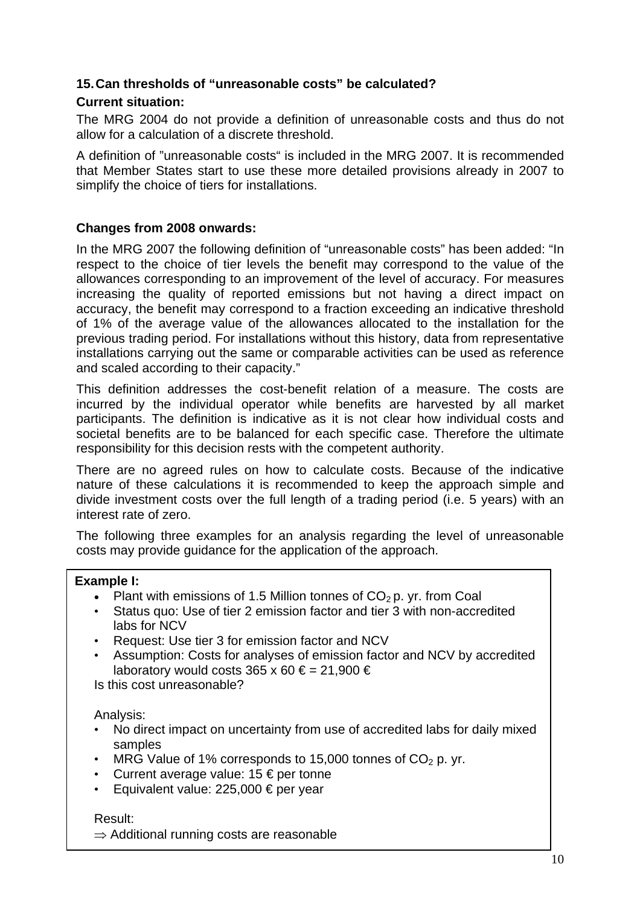## 15. Can thresholds of "unreasonable costs" be calculated?

**Current situation:**

The MRG 2004 do not provide a definition of unreasonable costs and thus do not allow for a calculation of a discrete threshold.

A definition of "unreasonable costs" is included in the MRG 2007. It is recommended that Member States start to use these more detailed provisions already in 2007 to simplify the choice of tiers for installations.

**Changes from 2008 onwards:**

In the MRG 2007 the following definition of "unreasonable costs" has been added: "In respect to the choice of tier levels the benefit may correspond to the value of the allowances corresponding to an improvement of the level of accuracy. For measures increasing the quality of reported emissions but not having a direct impact on accuracy, the benefit may correspond to a fraction exceeding an indicative threshold of 1% of the average value of the allowances allocated to the installation for the previous trading period. For installations without this history, data from representative installations carrying out the same or comparable activities can be used as reference and scaled according to their capacity."

This definition addresses the cost-benefit relation of a measure. The costs are incurred by the individual operator while benefits are harvested by all market participants. The definition is indicative as it is not clear how individual costs and societal benefits are to be balanced for each specific case. Therefore the ultimate responsibility for this decision rests with the competent authority.

There are no agreed rules on how to calculate costs. Because of the indicative nature of these calculations it is recommended to keep the approach simple and divide investment costs over the full length of a trading period (i.e. 5 years) with an interest rate of zero.

The following three examples for an analysis regarding the level of unreasonable costs may provide guidance for the application of the approach.

**Example I:**

- Plant with emissions of 1.5 Million tonnes of $CO_2$ p. yr. from Coal
- Status quo: Use of tier 2 emission factor and tier 3 with non-accredited labs for NCV
- Request: Use tier 3 for emission factor and NCV
- Assumption: Costs for analyses of emission factor and NCV by accredited laboratory would costs 365 x 60 € = 21,900 €

Is this cost unreasonable?

Analysis:

- No direct impact on uncertainty from use of accredited labs for daily mixed samples
- MRG Value of 1% corresponds to 15,000 tonnes of $CO_2$ p. yr.
- Current average value: 15 € per tonne
- Equivalent value: 225,000 € per year

Result:

⇒ Additional running costs are reasonable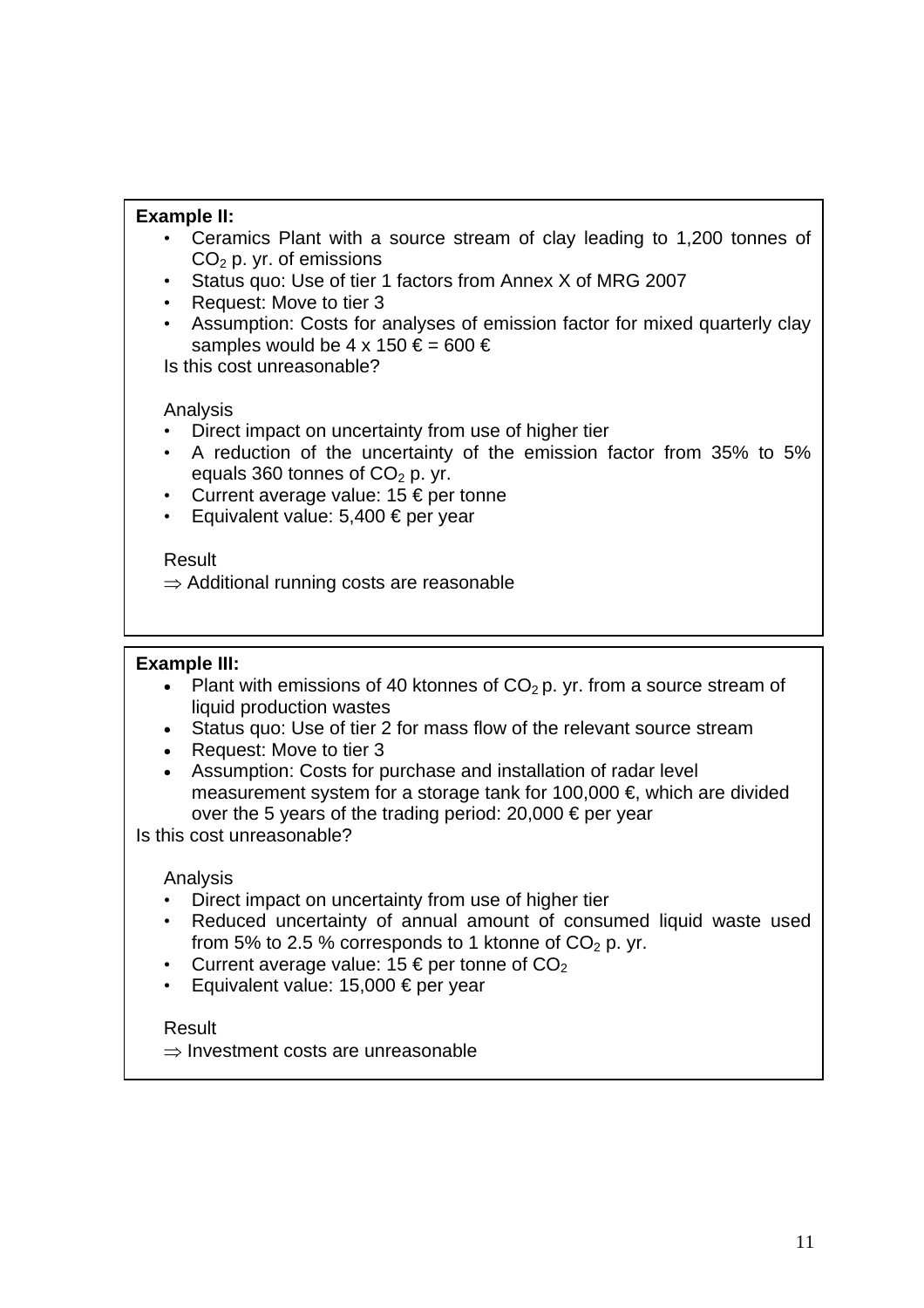**Example II:**

- Ceramics Plant with a source stream of clay leading to 1,200 tonnes of $CO_2$ p. yr. of emissions
- Status quo: Use of tier 1 factors from Annex X of MRG 2007
- Request: Move to tier 3
- Assumption: Costs for analyses of emission factor for mixed quarterly clay samples would be 4 x 150 € = 600 €

Is this cost unreasonable?

Analysis

- Direct impact on uncertainty from use of higher tier
- A reduction of the uncertainty of the emission factor from 35% to 5% equals 360 tonnes of $CO_2$ p. yr.
- Current average value: 15 € per tonne
- Equivalent value: 5,400 € per year

Result

$\Rightarrow$ Additional running costs are reasonable

**Example III:**

- Plant with emissions of 40 ktonnes of $CO_2$ p. yr. from a source stream of liquid production wastes
- Status quo: Use of tier 2 for mass flow of the relevant source stream
- Request: Move to tier 3
- Assumption: Costs for purchase and installation of radar level measurement system for a storage tank for 100,000 €, which are divided over the 5 years of the trading period: 20,000 € per year

Is this cost unreasonable?

Analysis

- Direct impact on uncertainty from use of higher tier
- Reduced uncertainty of annual amount of consumed liquid waste used from 5% to 2.5 % corresponds to 1 ktonne of $CO_2$ p. yr.
- Current average value: 15 € per tonne of $CO_2$
- Equivalent value: 15,000 € per year

Result

$\Rightarrow$ Investment costs are unreasonable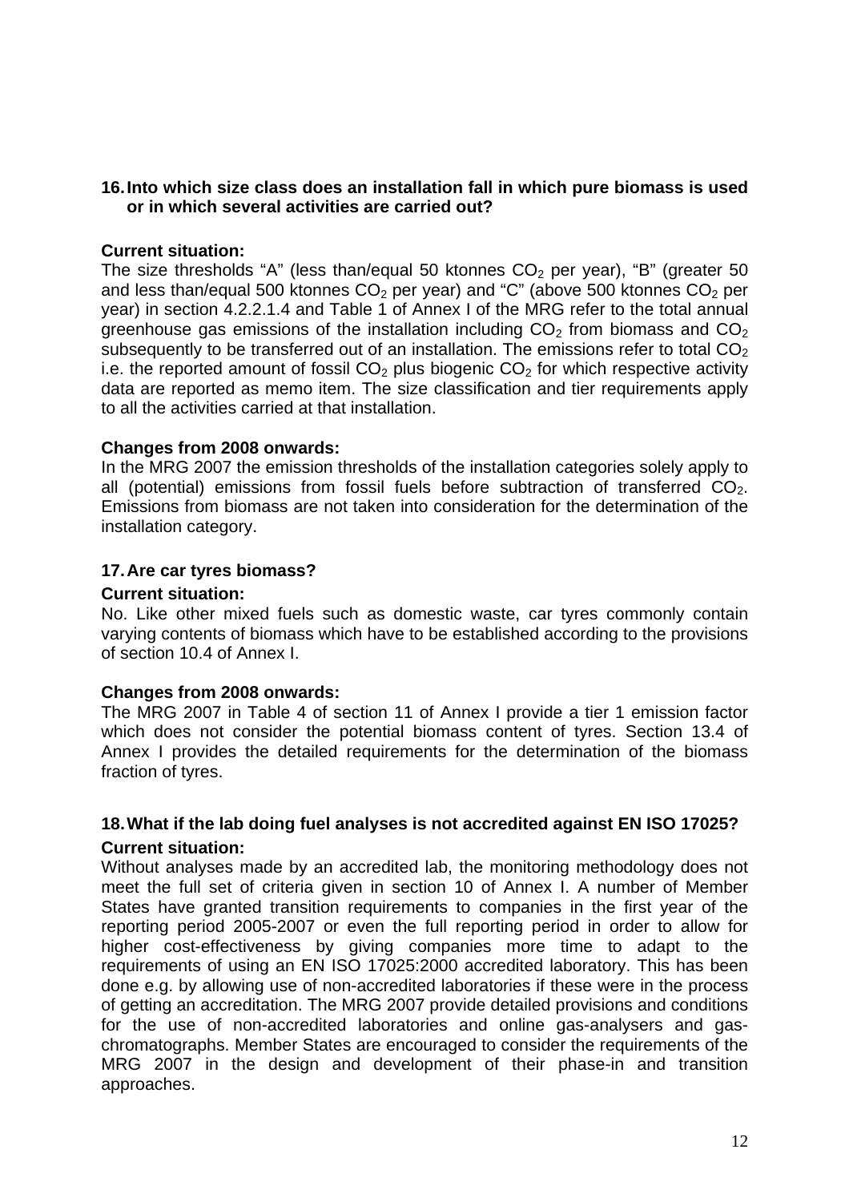**16. Into which size class does an installation fall in which pure biomass is used or in which several activities are carried out?**

**Current situation:**

The size thresholds "A" (less than/equal 50 ktonnes $CO_2$ per year), "B" (greater 50 and less than/equal 500 ktonnes $CO_2$ per year) and "C" (above 500 ktonnes $CO_2$ per year) in section 4.2.2.1.4 and Table 1 of Annex I of the MRG refer to the total annual greenhouse gas emissions of the installation including $CO_2$ from biomass and $CO_2$ subsequently to be transferred out of an installation. The emissions refer to total $CO_2$ i.e. the reported amount of fossil $CO_2$ plus biogenic $CO_2$ for which respective activity data are reported as memo item. The size classification and tier requirements apply to all the activities carried at that installation.

**Changes from 2008 onwards:**

In the MRG 2007 the emission thresholds of the installation categories solely apply to all (potential) emissions from fossil fuels before subtraction of transferred $CO_2$. Emissions from biomass are not taken into consideration for the determination of the installation category.

**17. Are car tyres biomass?**

**Current situation:**

No. Like other mixed fuels such as domestic waste, car tyres commonly contain varying contents of biomass which have to be established according to the provisions of section 10.4 of Annex I.

**Changes from 2008 onwards:**

The MRG 2007 in Table 4 of section 11 of Annex I provide a tier 1 emission factor which does not consider the potential biomass content of tyres. Section 13.4 of Annex I provides the detailed requirements for the determination of the biomass fraction of tyres.

**18. What if the lab doing fuel analyses is not accredited against EN ISO 17025?**

**Current situation:**

Without analyses made by an accredited lab, the monitoring methodology does not meet the full set of criteria given in section 10 of Annex I. A number of Member States have granted transition requirements to companies in the first year of the reporting period 2005-2007 or even the full reporting period in order to allow for higher cost-effectiveness by giving companies more time to adapt to the requirements of using an EN ISO 17025:2000 accredited laboratory. This has been done e.g. by allowing use of non-accredited laboratories if these were in the process of getting an accreditation. The MRG 2007 provide detailed provisions and conditions for the use of non-accredited laboratories and online gas-analysers and gas-chromatographs. Member States are encouraged to consider the requirements of the MRG 2007 in the design and development of their phase-in and transition approaches.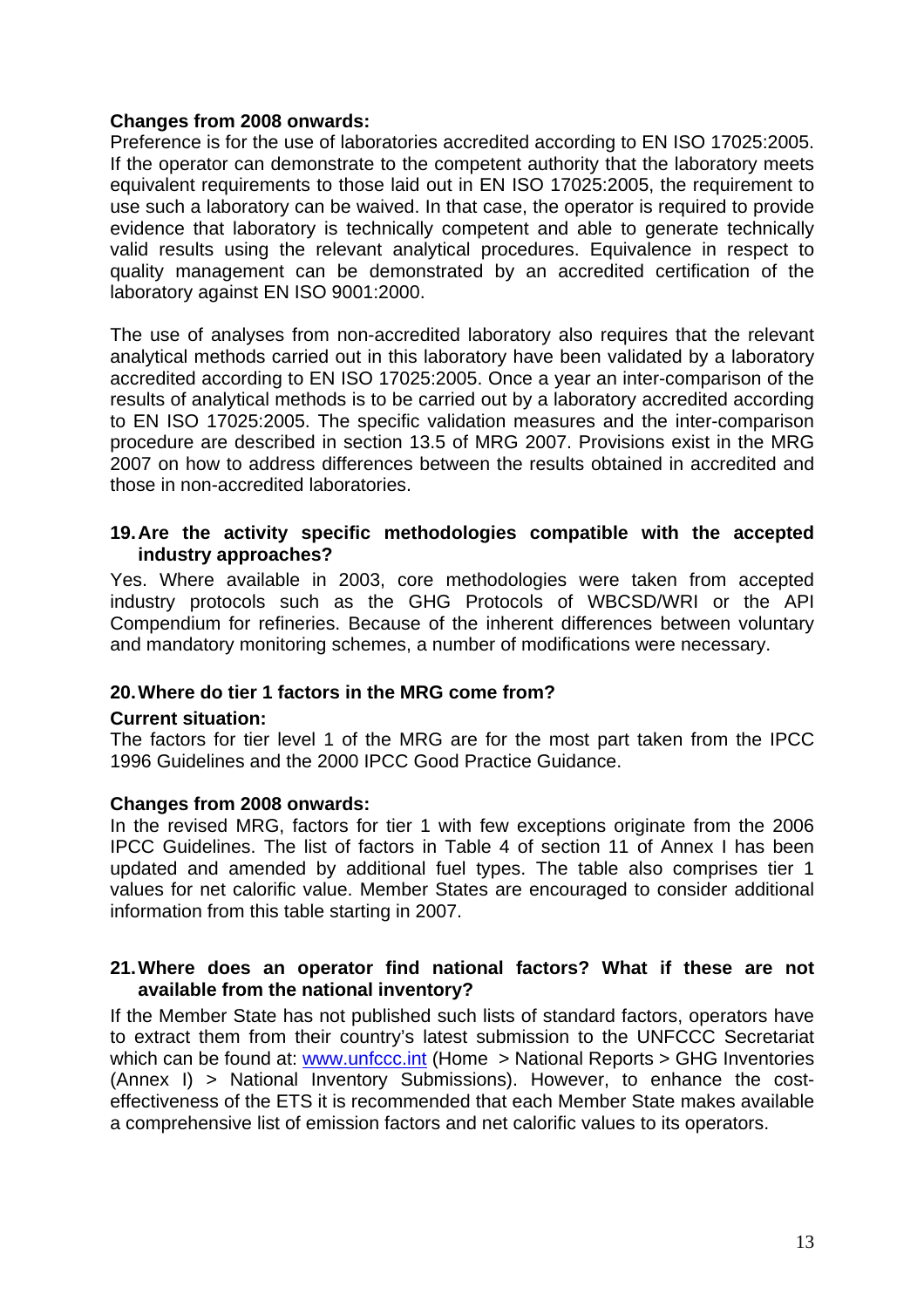**Changes from 2008 onwards:**
Preference is for the use of laboratories accredited according to EN ISO 17025:2005. If the operator can demonstrate to the competent authority that the laboratory meets equivalent requirements to those laid out in EN ISO 17025:2005, the requirement to use such a laboratory can be waived. In that case, the operator is required to provide evidence that laboratory is technically competent and able to generate technically valid results using the relevant analytical procedures. Equivalence in respect to quality management can be demonstrated by an accredited certification of the laboratory against EN ISO 9001:2000.

The use of analyses from non-accredited laboratory also requires that the relevant analytical methods carried out in this laboratory have been validated by a laboratory accredited according to EN ISO 17025:2005. Once a year an inter-comparison of the results of analytical methods is to be carried out by a laboratory accredited according to EN ISO 17025:2005. The specific validation measures and the inter-comparison procedure are described in section 13.5 of MRG 2007. Provisions exist in the MRG 2007 on how to address differences between the results obtained in accredited and those in non-accredited laboratories.

### 19. Are the activity specific methodologies compatible with the accepted industry approaches?

Yes. Where available in 2003, core methodologies were taken from accepted industry protocols such as the GHG Protocols of WBCSD/WRI or the API Compendium for refineries. Because of the inherent differences between voluntary and mandatory monitoring schemes, a number of modifications were necessary.

### 20. Where do tier 1 factors in the MRG come from?

**Current situation:**
The factors for tier level 1 of the MRG are for the most part taken from the IPCC 1996 Guidelines and the 2000 IPCC Good Practice Guidance.

**Changes from 2008 onwards:**
In the revised MRG, factors for tier 1 with few exceptions originate from the 2006 IPCC Guidelines. The list of factors in Table 4 of section 11 of Annex I has been updated and amended by additional fuel types. The table also comprises tier 1 values for net calorific value. Member States are encouraged to consider additional information from this table starting in 2007.

### 21. Where does an operator find national factors? What if these are not available from the national inventory?

If the Member State has not published such lists of standard factors, operators have to extract them from their country's latest submission to the UNFCCC Secretariat which can be found at: www.unfccc.int (Home > National Reports > GHG Inventories (Annex I) > National Inventory Submissions). However, to enhance the cost-effectiveness of the ETS it is recommended that each Member State makes available a comprehensive list of emission factors and net calorific values to its operators.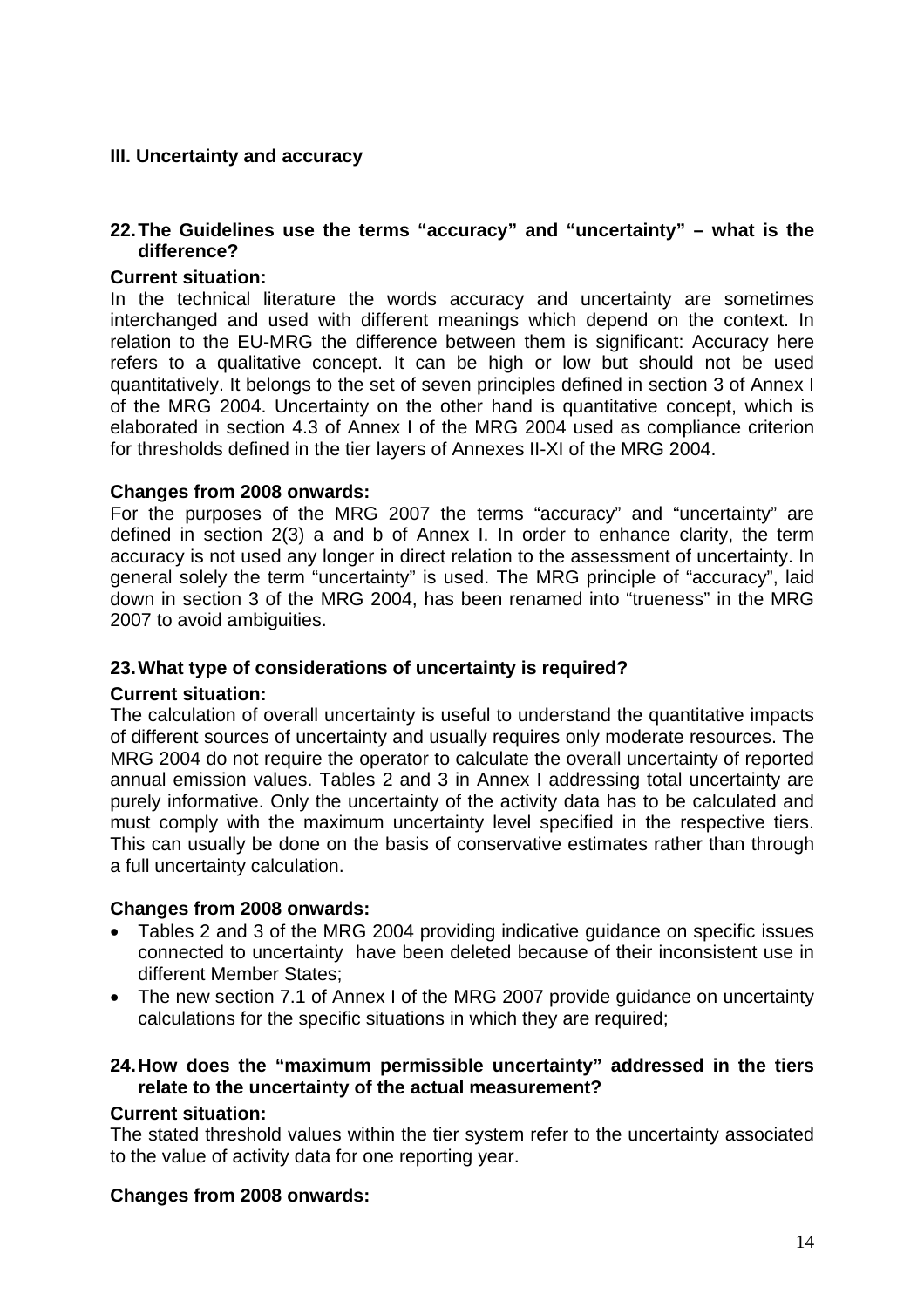## III. Uncertainty and accuracy

### 22. The Guidelines use the terms "accuracy" and "uncertainty" – what is the difference?

**Current situation:**

In the technical literature the words accuracy and uncertainty are sometimes interchanged and used with different meanings which depend on the context. In relation to the EU-MRG the difference between them is significant: Accuracy here refers to a qualitative concept. It can be high or low but should not be used quantitatively. It belongs to the set of seven principles defined in section 3 of Annex I of the MRG 2004. Uncertainty on the other hand is quantitative concept, which is elaborated in section 4.3 of Annex I of the MRG 2004 used as compliance criterion for thresholds defined in the tier layers of Annexes II-XI of the MRG 2004.

**Changes from 2008 onwards:**

For the purposes of the MRG 2007 the terms "accuracy" and "uncertainty" are defined in section 2(3) a and b of Annex I. In order to enhance clarity, the term accuracy is not used any longer in direct relation to the assessment of uncertainty. In general solely the term "uncertainty" is used. The MRG principle of "accuracy", laid down in section 3 of the MRG 2004, has been renamed into "trueness" in the MRG 2007 to avoid ambiguities.

### 23. What type of considerations of uncertainty is required?

**Current situation:**

The calculation of overall uncertainty is useful to understand the quantitative impacts of different sources of uncertainty and usually requires only moderate resources. The MRG 2004 do not require the operator to calculate the overall uncertainty of reported annual emission values. Tables 2 and 3 in Annex I addressing total uncertainty are purely informative. Only the uncertainty of the activity data has to be calculated and must comply with the maximum uncertainty level specified in the respective tiers. This can usually be done on the basis of conservative estimates rather than through a full uncertainty calculation.

**Changes from 2008 onwards:**

- Tables 2 and 3 of the MRG 2004 providing indicative guidance on specific issues connected to uncertainty have been deleted because of their inconsistent use in different Member States;
- The new section 7.1 of Annex I of the MRG 2007 provide guidance on uncertainty calculations for the specific situations in which they are required;

### 24. How does the "maximum permissible uncertainty" addressed in the tiers relate to the uncertainty of the actual measurement?

**Current situation:**

The stated threshold values within the tier system refer to the uncertainty associated to the value of activity data for one reporting year.

**Changes from 2008 onwards:**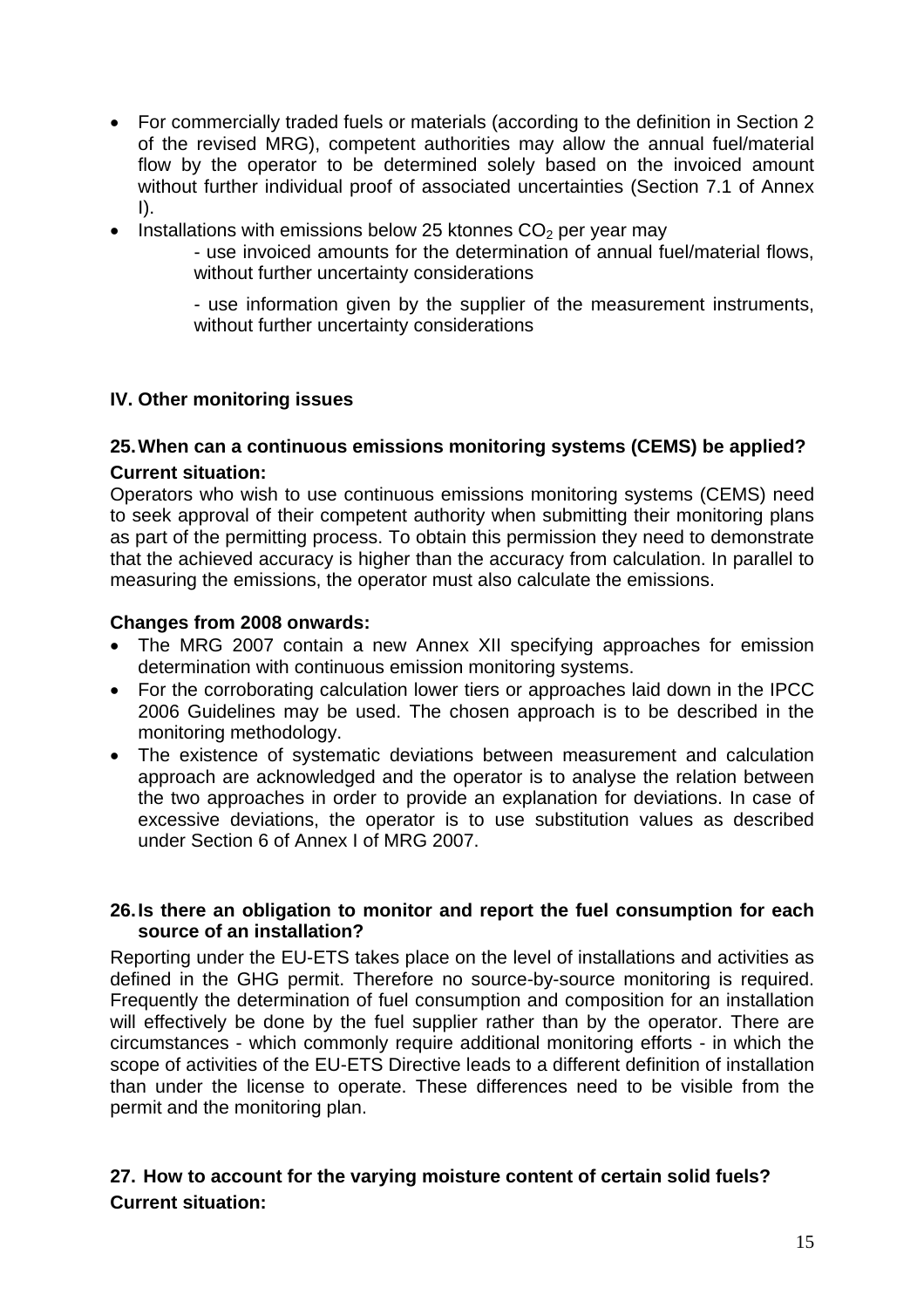- For commercially traded fuels or materials (according to the definition in Section 2 of the revised MRG), competent authorities may allow the annual fuel/material flow by the operator to be determined solely based on the invoiced amount without further individual proof of associated uncertainties (Section 7.1 of Annex I).
- Installations with emissions below 25 ktonnes $CO_2$ per year may
  - use invoiced amounts for the determination of annual fuel/material flows, without further uncertainty considerations
  - use information given by the supplier of the measurement instruments, without further uncertainty considerations

## IV. Other monitoring issues

### 25. When can a continuous emissions monitoring systems (CEMS) be applied?

**Current situation:**

Operators who wish to use continuous emissions monitoring systems (CEMS) need to seek approval of their competent authority when submitting their monitoring plans as part of the permitting process. To obtain this permission they need to demonstrate that the achieved accuracy is higher than the accuracy from calculation. In parallel to measuring the emissions, the operator must also calculate the emissions.

**Changes from 2008 onwards:**

- The MRG 2007 contain a new Annex XII specifying approaches for emission determination with continuous emission monitoring systems.
- For the corroborating calculation lower tiers or approaches laid down in the IPCC 2006 Guidelines may be used. The chosen approach is to be described in the monitoring methodology.
- The existence of systematic deviations between measurement and calculation approach are acknowledged and the operator is to analyse the relation between the two approaches in order to provide an explanation for deviations. In case of excessive deviations, the operator is to use substitution values as described under Section 6 of Annex I of MRG 2007.

### 26. Is there an obligation to monitor and report the fuel consumption for each source of an installation?

Reporting under the EU-ETS takes place on the level of installations and activities as defined in the GHG permit. Therefore no source-by-source monitoring is required. Frequently the determination of fuel consumption and composition for an installation will effectively be done by the fuel supplier rather than by the operator. There are circumstances - which commonly require additional monitoring efforts - in which the scope of activities of the EU-ETS Directive leads to a different definition of installation than under the license to operate. These differences need to be visible from the permit and the monitoring plan.

### 27. How to account for the varying moisture content of certain solid fuels?

**Current situation:**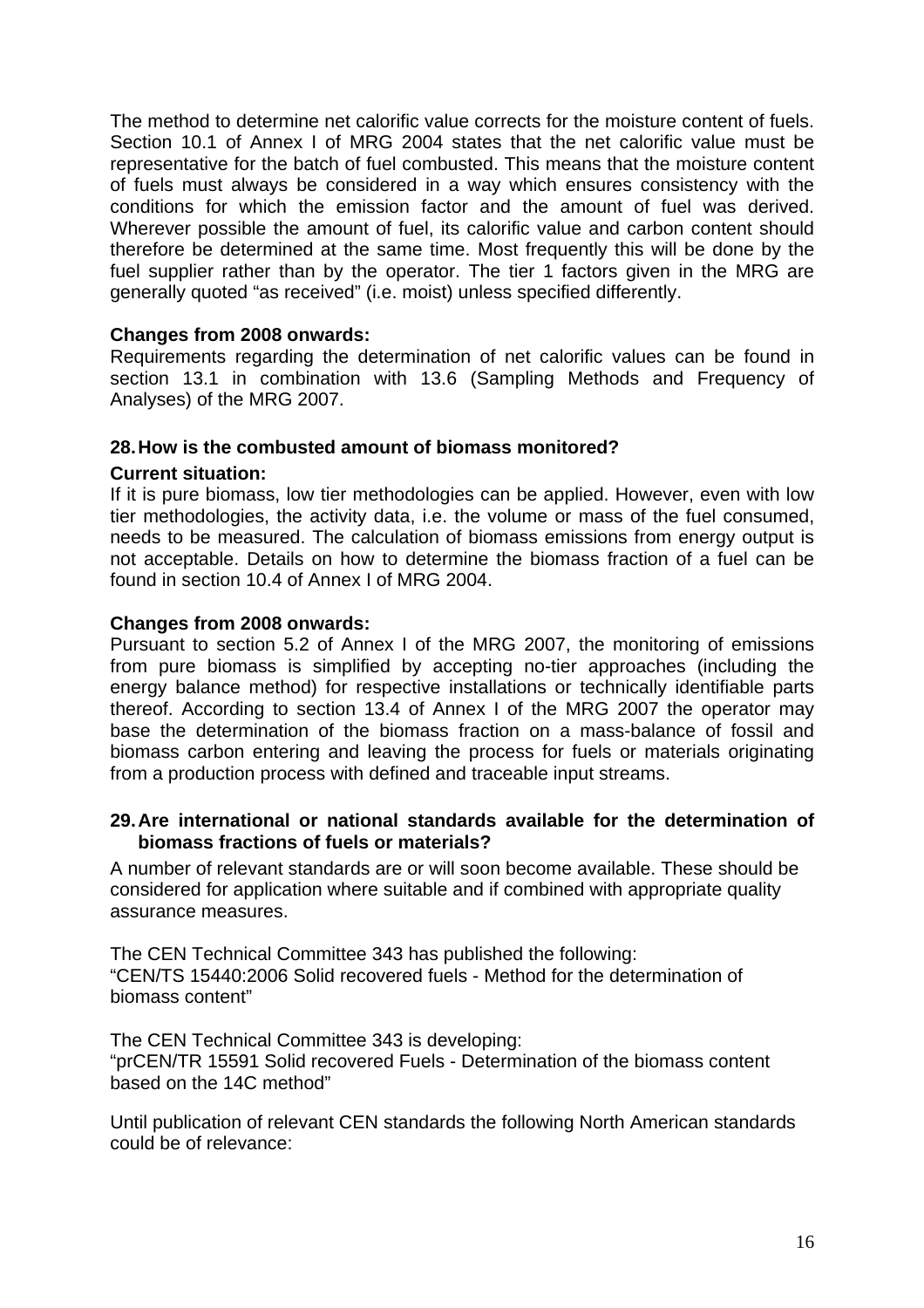The method to determine net calorific value corrects for the moisture content of fuels. Section 10.1 of Annex I of MRG 2004 states that the net calorific value must be representative for the batch of fuel combusted. This means that the moisture content of fuels must always be considered in a way which ensures consistency with the conditions for which the emission factor and the amount of fuel was derived. Wherever possible the amount of fuel, its calorific value and carbon content should therefore be determined at the same time. Most frequently this will be done by the fuel supplier rather than by the operator. The tier 1 factors given in the MRG are generally quoted "as received" (i.e. moist) unless specified differently.

**Changes from 2008 onwards:**

Requirements regarding the determination of net calorific values can be found in section 13.1 in combination with 13.6 (Sampling Methods and Frequency of Analyses) of the MRG 2007.

### 28. How is the combusted amount of biomass monitored?

**Current situation:**

If it is pure biomass, low tier methodologies can be applied. However, even with low tier methodologies, the activity data, i.e. the volume or mass of the fuel consumed, needs to be measured. The calculation of biomass emissions from energy output is not acceptable. Details on how to determine the biomass fraction of a fuel can be found in section 10.4 of Annex I of MRG 2004.

**Changes from 2008 onwards:**

Pursuant to section 5.2 of Annex I of the MRG 2007, the monitoring of emissions from pure biomass is simplified by accepting no-tier approaches (including the energy balance method) for respective installations or technically identifiable parts thereof. According to section 13.4 of Annex I of the MRG 2007 the operator may base the determination of the biomass fraction on a mass-balance of fossil and biomass carbon entering and leaving the process for fuels or materials originating from a production process with defined and traceable input streams.

### 29. Are international or national standards available for the determination of biomass fractions of fuels or materials?

A number of relevant standards are or will soon become available. These should be considered for application where suitable and if combined with appropriate quality assurance measures.

The CEN Technical Committee 343 has published the following:
"CEN/TS 15440:2006 Solid recovered fuels - Method for the determination of biomass content"

The CEN Technical Committee 343 is developing:
"prCEN/TR 15591 Solid recovered Fuels - Determination of the biomass content based on the 14C method"

Until publication of relevant CEN standards the following North American standards could be of relevance: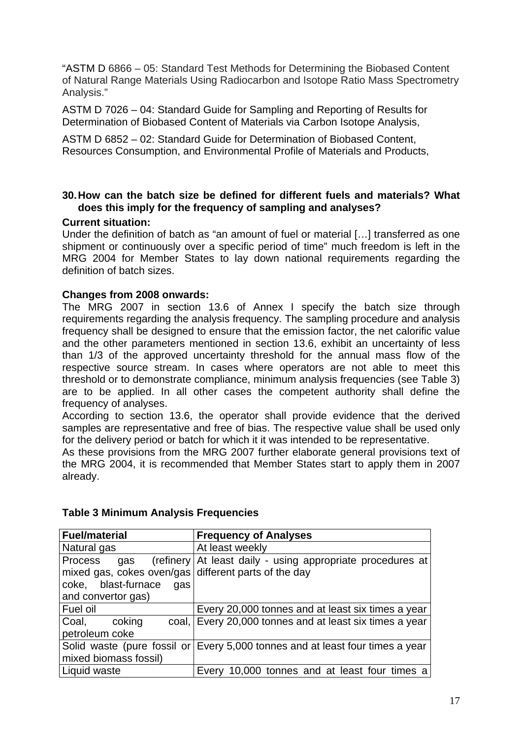"ASTM D 6866 – 05: Standard Test Methods for Determining the Biobased Content of Natural Range Materials Using Radiocarbon and Isotope Ratio Mass Spectrometry Analysis."

ASTM D 7026 – 04: Standard Guide for Sampling and Reporting of Results for Determination of Biobased Content of Materials via Carbon Isotope Analysis,

ASTM D 6852 – 02: Standard Guide for Determination of Biobased Content, Resources Consumption, and Environmental Profile of Materials and Products,

**30. How can the batch size be defined for different fuels and materials? What does this imply for the frequency of sampling and analyses?**

**Current situation:**

Under the definition of batch as "an amount of fuel or material […] transferred as one shipment or continuously over a specific period of time" much freedom is left in the MRG 2004 for Member States to lay down national requirements regarding the definition of batch sizes.

**Changes from 2008 onwards:**

The MRG 2007 in section 13.6 of Annex I specify the batch size through requirements regarding the analysis frequency. The sampling procedure and analysis frequency shall be designed to ensure that the emission factor, the net calorific value and the other parameters mentioned in section 13.6, exhibit an uncertainty of less than 1/3 of the approved uncertainty threshold for the annual mass flow of the respective source stream. In cases where operators are not able to meet this threshold or to demonstrate compliance, minimum analysis frequencies (see Table 3) are to be applied. In all other cases the competent authority shall define the frequency of analyses.

According to section 13.6, the operator shall provide evidence that the derived samples are representative and free of bias. The respective value shall be used only for the delivery period or batch for which it it was intended to be representative.

As these provisions from the MRG 2007 further elaborate general provisions text of the MRG 2004, it is recommended that Member States start to apply them in 2007 already.

**Table 3 Minimum Analysis Frequencies**

| Fuel/material | Frequency of Analyses |
|---|---|
| Natural gas | At least weekly |
| Process gas (refinery mixed gas, cokes oven/gas coke, blast-furnace gas and convertor gas) | At least daily - using appropriate procedures at different parts of the day |
| Fuel oil | Every 20,000 tonnes and at least six times a year |
| Coal, coking coal, petroleum coke | Every 20,000 tonnes and at least six times a year |
| Solid waste (pure fossil or mixed biomass fossil) | Every 5,000 tonnes and at least four times a year |
| Liquid waste | Every 10,000 tonnes and at least four times a |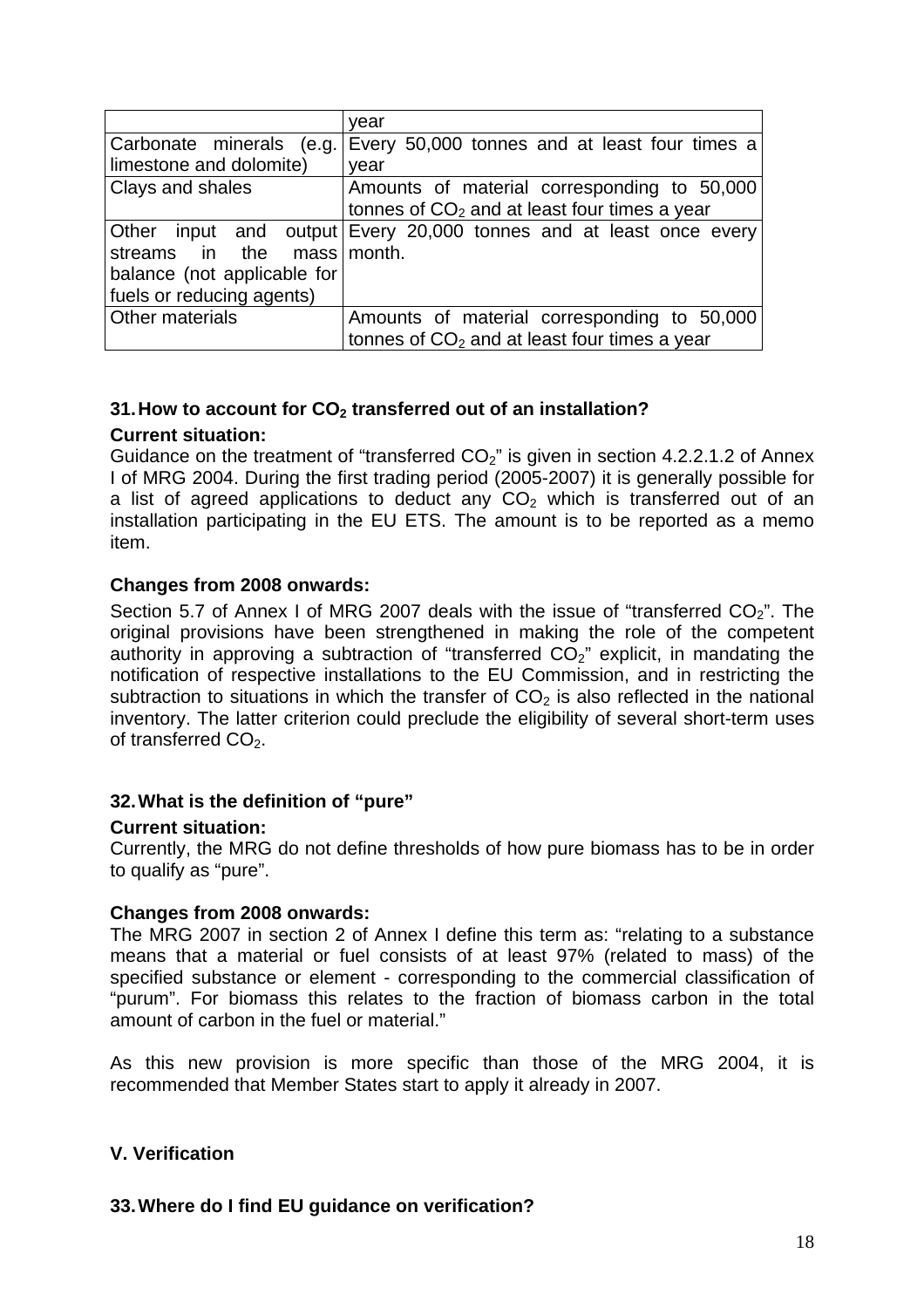| | |
|---|---|
| | year |
| Carbonate minerals (e.g. limestone and dolomite) | Every 50,000 tonnes and at least four times a year |
| Clays and shales | Amounts of material corresponding to 50,000 tonnes of $CO_2$ and at least four times a year |
| Other input and output streams in the mass balance (not applicable for fuels or reducing agents) | Every 20,000 tonnes and at least once every month. |
| Other materials | Amounts of material corresponding to 50,000 tonnes of $CO_2$ and at least four times a year |

### 31. How to account for $CO_2$ transferred out of an installation?

**Current situation:**

Guidance on the treatment of "transferred $CO_2$" is given in section 4.2.2.1.2 of Annex I of MRG 2004. During the first trading period (2005-2007) it is generally possible for a list of agreed applications to deduct any $CO_2$ which is transferred out of an installation participating in the EU ETS. The amount is to be reported as a memo item.

**Changes from 2008 onwards:**

Section 5.7 of Annex I of MRG 2007 deals with the issue of "transferred $CO_2$". The original provisions have been strengthened in making the role of the competent authority in approving a subtraction of "transferred $CO_2$" explicit, in mandating the notification of respective installations to the EU Commission, and in restricting the subtraction to situations in which the transfer of $CO_2$ is also reflected in the national inventory. The latter criterion could preclude the eligibility of several short-term uses of transferred $CO_2$.

### 32. What is the definition of "pure"

**Current situation:**

Currently, the MRG do not define thresholds of how pure biomass has to be in order to qualify as "pure".

**Changes from 2008 onwards:**

The MRG 2007 in section 2 of Annex I define this term as: "relating to a substance means that a material or fuel consists of at least 97% (related to mass) of the specified substance or element - corresponding to the commercial classification of "purum". For biomass this relates to the fraction of biomass carbon in the total amount of carbon in the fuel or material."

As this new provision is more specific than those of the MRG 2004, it is recommended that Member States start to apply it already in 2007.

## V. Verification

### 33. Where do I find EU guidance on verification?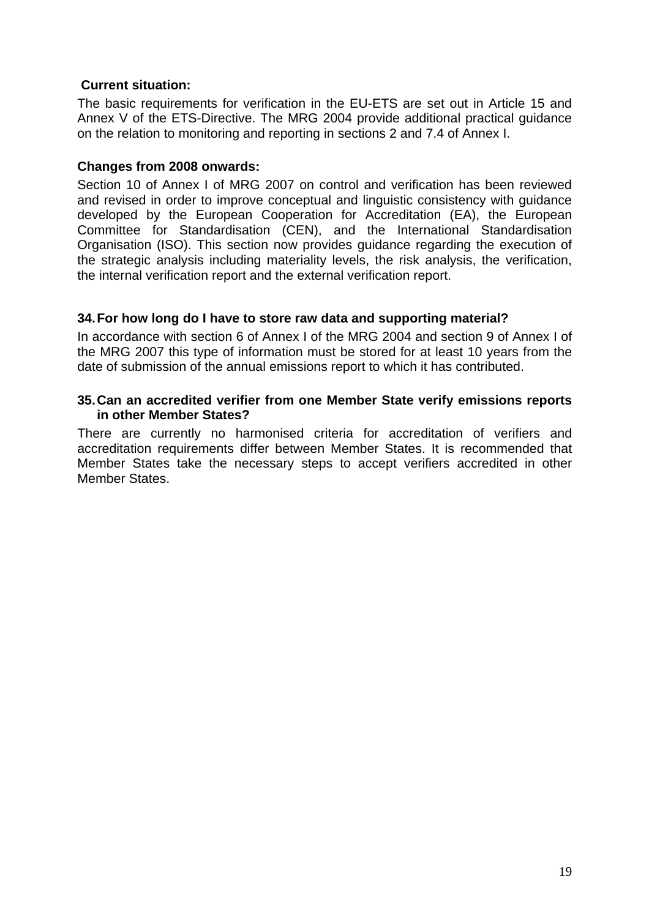**Current situation:**

The basic requirements for verification in the EU-ETS are set out in Article 15 and Annex V of the ETS-Directive. The MRG 2004 provide additional practical guidance on the relation to monitoring and reporting in sections 2 and 7.4 of Annex I.

**Changes from 2008 onwards:**

Section 10 of Annex I of MRG 2007 on control and verification has been reviewed and revised in order to improve conceptual and linguistic consistency with guidance developed by the European Cooperation for Accreditation (EA), the European Committee for Standardisation (CEN), and the International Standardisation Organisation (ISO). This section now provides guidance regarding the execution of the strategic analysis including materiality levels, the risk analysis, the verification, the internal verification report and the external verification report.

**34. For how long do I have to store raw data and supporting material?**

In accordance with section 6 of Annex I of the MRG 2004 and section 9 of Annex I of the MRG 2007 this type of information must be stored for at least 10 years from the date of submission of the annual emissions report to which it has contributed.

**35. Can an accredited verifier from one Member State verify emissions reports in other Member States?**

There are currently no harmonised criteria for accreditation of verifiers and accreditation requirements differ between Member States. It is recommended that Member States take the necessary steps to accept verifiers accredited in other Member States.